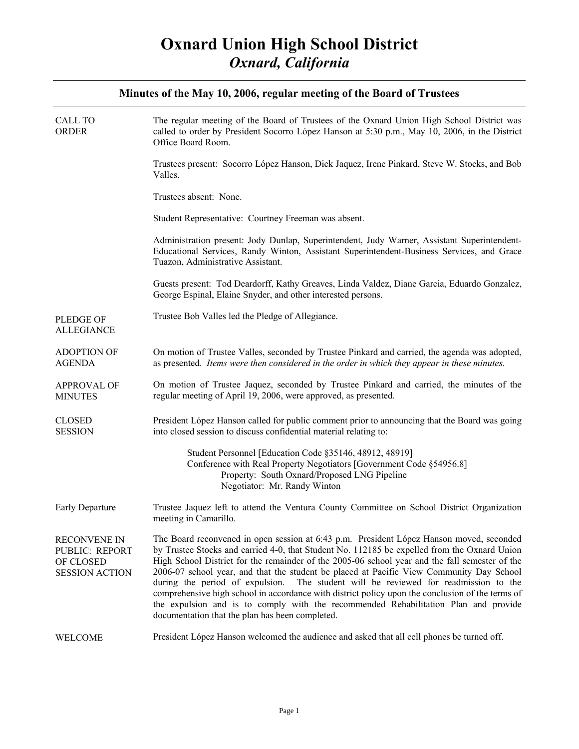# Oxnard Union High School District
## *Oxnard, California*

### Minutes of the May 10, 2006, regular meeting of the Board of Trustees

**CALL TO ORDER**

The regular meeting of the Board of Trustees of the Oxnard Union High School District was called to order by President Socorro López Hanson at 5:30 p.m., May 10, 2006, in the District Office Board Room.

Trustees present: Socorro López Hanson, Dick Jaquez, Irene Pinkard, Steve W. Stocks, and Bob Valles.

Trustees absent: None.

Student Representative: Courtney Freeman was absent.

Administration present: Jody Dunlap, Superintendent, Judy Warner, Assistant Superintendent-Educational Services, Randy Winton, Assistant Superintendent-Business Services, and Grace Tuazon, Administrative Assistant.

Guests present: Tod Deardorff, Kathy Greaves, Linda Valdez, Diane Garcia, Eduardo Gonzalez, George Espinal, Elaine Snyder, and other interested persons.

**PLEDGE OF ALLEGIANCE**

Trustee Bob Valles led the Pledge of Allegiance.

**ADOPTION OF AGENDA**

On motion of Trustee Valles, seconded by Trustee Pinkard and carried, the agenda was adopted, as presented. *Items were then considered in the order in which they appear in these minutes.*

**APPROVAL OF MINUTES**

On motion of Trustee Jaquez, seconded by Trustee Pinkard and carried, the minutes of the regular meeting of April 19, 2006, were approved, as presented.

**CLOSED SESSION**

President López Hanson called for public comment prior to announcing that the Board was going into closed session to discuss confidential material relating to:

> Student Personnel [Education Code §35146, 48912, 48919]
> Conference with Real Property Negotiators [Government Code §54956.8]
> Property: South Oxnard/Proposed LNG Pipeline
> Negotiator: Mr. Randy Winton

**Early Departure**

Trustee Jaquez left to attend the Ventura County Committee on School District Organization meeting in Camarillo.

**RECONVENE IN PUBLIC: REPORT OF CLOSED SESSION ACTION**

The Board reconvened in open session at 6:43 p.m. President López Hanson moved, seconded by Trustee Stocks and carried 4-0, that Student No. 112185 be expelled from the Oxnard Union High School District for the remainder of the 2005-06 school year and the fall semester of the 2006-07 school year, and that the student be placed at Pacific View Community Day School during the period of expulsion. The student will be reviewed for readmission to the comprehensive high school in accordance with district policy upon the conclusion of the terms of the expulsion and is to comply with the recommended Rehabilitation Plan and provide documentation that the plan has been completed.

**WELCOME**

President López Hanson welcomed the audience and asked that all cell phones be turned off.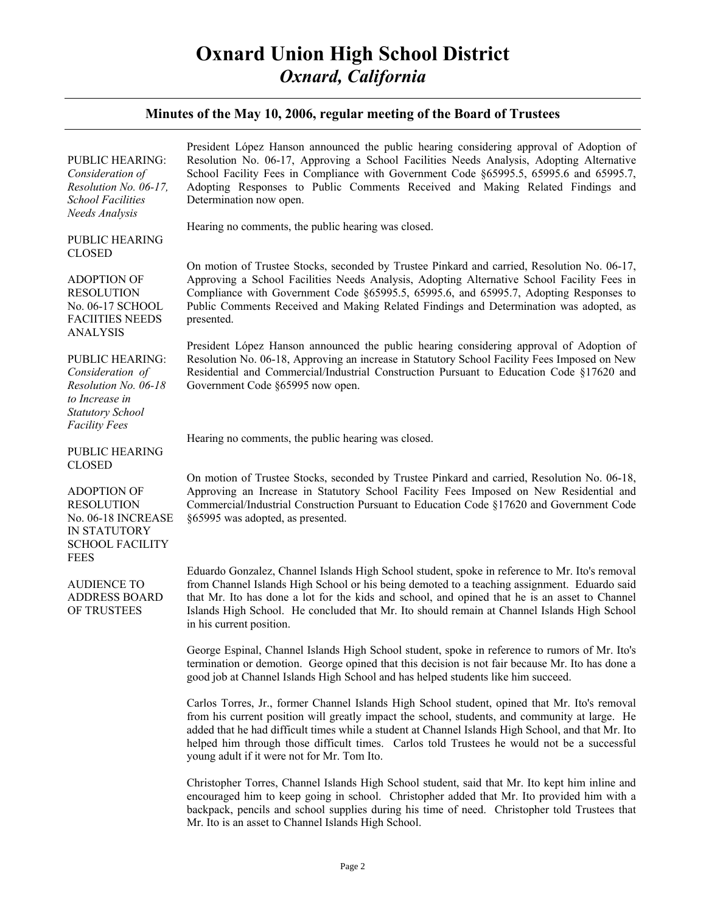# Oxnard Union High School District
## *Oxnard, California*

### Minutes of the May 10, 2006, regular meeting of the Board of Trustees

**PUBLIC HEARING:** *Consideration of Resolution No. 06-17, School Facilities Needs Analysis*

President López Hanson announced the public hearing considering approval of Adoption of Resolution No. 06-17, Approving a School Facilities Needs Analysis, Adopting Alternative School Facility Fees in Compliance with Government Code §65995.5, 65995.6 and 65995.7, Adopting Responses to Public Comments Received and Making Related Findings and Determination now open.

**PUBLIC HEARING CLOSED**

Hearing no comments, the public hearing was closed.

**ADOPTION OF RESOLUTION No. 06-17 SCHOOL FACIITIES NEEDS ANALYSIS**

On motion of Trustee Stocks, seconded by Trustee Pinkard and carried, Resolution No. 06-17, Approving a School Facilities Needs Analysis, Adopting Alternative School Facility Fees in Compliance with Government Code §65995.5, 65995.6, and 65995.7, Adopting Responses to Public Comments Received and Making Related Findings and Determination was adopted, as presented.

**PUBLIC HEARING:** *Consideration of Resolution No. 06-18 to Increase in Statutory School Facility Fees*

President López Hanson announced the public hearing considering approval of Adoption of Resolution No. 06-18, Approving an increase in Statutory School Facility Fees Imposed on New Residential and Commercial/Industrial Construction Pursuant to Education Code §17620 and Government Code §65995 now open.

**PUBLIC HEARING CLOSED**

Hearing no comments, the public hearing was closed.

**ADOPTION OF RESOLUTION No. 06-18 INCREASE IN STATUTORY SCHOOL FACILITY FEES**

On motion of Trustee Stocks, seconded by Trustee Pinkard and carried, Resolution No. 06-18, Approving an Increase in Statutory School Facility Fees Imposed on New Residential and Commercial/Industrial Construction Pursuant to Education Code §17620 and Government Code §65995 was adopted, as presented.

**AUDIENCE TO ADDRESS BOARD OF TRUSTEES**

Eduardo Gonzalez, Channel Islands High School student, spoke in reference to Mr. Ito's removal from Channel Islands High School or his being demoted to a teaching assignment. Eduardo said that Mr. Ito has done a lot for the kids and school, and opined that he is an asset to Channel Islands High School. He concluded that Mr. Ito should remain at Channel Islands High School in his current position.

George Espinal, Channel Islands High School student, spoke in reference to rumors of Mr. Ito's termination or demotion. George opined that this decision is not fair because Mr. Ito has done a good job at Channel Islands High School and has helped students like him succeed.

Carlos Torres, Jr., former Channel Islands High School student, opined that Mr. Ito's removal from his current position will greatly impact the school, students, and community at large. He added that he had difficult times while a student at Channel Islands High School, and that Mr. Ito helped him through those difficult times. Carlos told Trustees he would not be a successful young adult if it were not for Mr. Tom Ito.

Christopher Torres, Channel Islands High School student, said that Mr. Ito kept him inline and encouraged him to keep going in school. Christopher added that Mr. Ito provided him with a backpack, pencils and school supplies during his time of need. Christopher told Trustees that Mr. Ito is an asset to Channel Islands High School.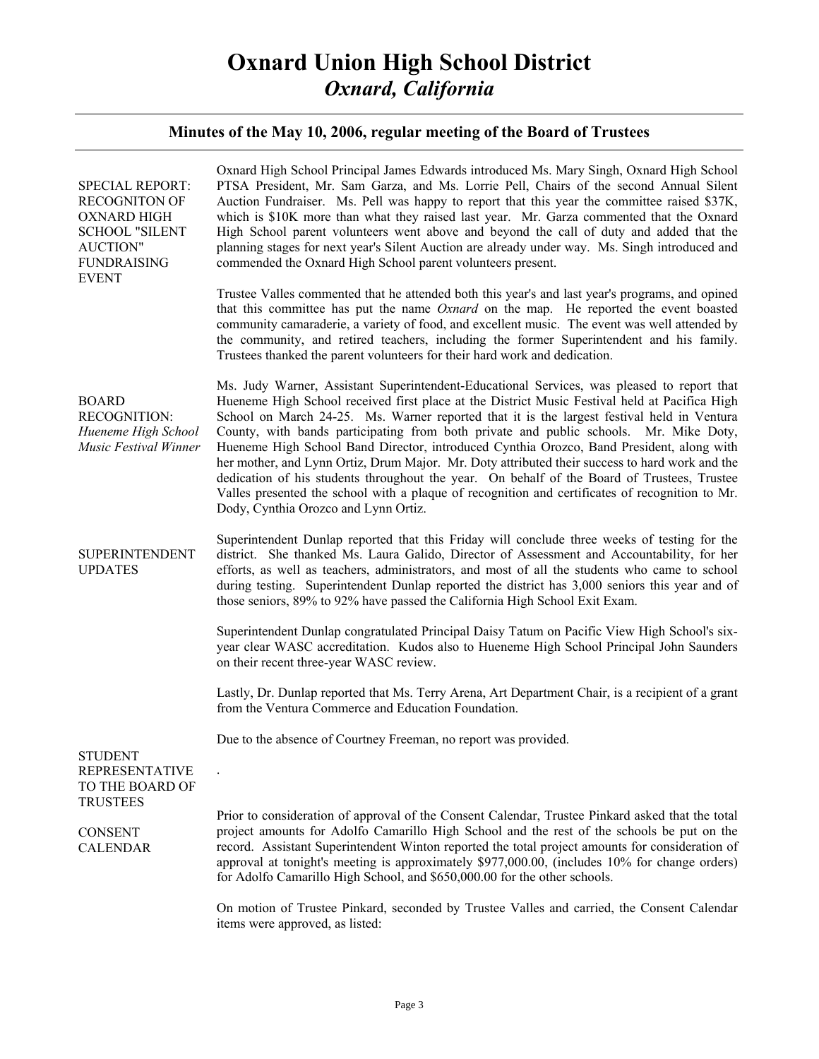# Oxnard Union High School District

## *Oxnard, California*

### Minutes of the May 10, 2006, regular meeting of the Board of Trustees

**SPECIAL REPORT: RECOGNITON OF OXNARD HIGH SCHOOL "SILENT AUCTION" FUNDRAISING EVENT**

Oxnard High School Principal James Edwards introduced Ms. Mary Singh, Oxnard High School PTSA President, Mr. Sam Garza, and Ms. Lorrie Pell, Chairs of the second Annual Silent Auction Fundraiser. Ms. Pell was happy to report that this year the committee raised $37K, which is $10K more than what they raised last year. Mr. Garza commented that the Oxnard High School parent volunteers went above and beyond the call of duty and added that the planning stages for next year's Silent Auction are already under way. Ms. Singh introduced and commended the Oxnard High School parent volunteers present.

Trustee Valles commented that he attended both this year's and last year's programs, and opined that this committee has put the name *Oxnard* on the map. He reported the event boasted community camaraderie, a variety of food, and excellent music. The event was well attended by the community, and retired teachers, including the former Superintendent and his family. Trustees thanked the parent volunteers for their hard work and dedication.

**BOARD RECOGNITION:** *Hueneme High School Music Festival Winner*

Ms. Judy Warner, Assistant Superintendent-Educational Services, was pleased to report that Hueneme High School received first place at the District Music Festival held at Pacifica High School on March 24-25. Ms. Warner reported that it is the largest festival held in Ventura County, with bands participating from both private and public schools. Mr. Mike Doty, Hueneme High School Band Director, introduced Cynthia Orozco, Band President, along with her mother, and Lynn Ortiz, Drum Major. Mr. Doty attributed their success to hard work and the dedication of his students throughout the year. On behalf of the Board of Trustees, Trustee Valles presented the school with a plaque of recognition and certificates of recognition to Mr. Dody, Cynthia Orozco and Lynn Ortiz.

**SUPERINTENDENT UPDATES**

Superintendent Dunlap reported that this Friday will conclude three weeks of testing for the district. She thanked Ms. Laura Galido, Director of Assessment and Accountability, for her efforts, as well as teachers, administrators, and most of all the students who came to school during testing. Superintendent Dunlap reported the district has 3,000 seniors this year and of those seniors, 89% to 92% have passed the California High School Exit Exam.

Superintendent Dunlap congratulated Principal Daisy Tatum on Pacific View High School's six-year clear WASC accreditation. Kudos also to Hueneme High School Principal John Saunders on their recent three-year WASC review.

Lastly, Dr. Dunlap reported that Ms. Terry Arena, Art Department Chair, is a recipient of a grant from the Ventura Commerce and Education Foundation.

**STUDENT REPRESENTATIVE TO THE BOARD OF TRUSTEES**

Due to the absence of Courtney Freeman, no report was provided.

.

**CONSENT CALENDAR**

Prior to consideration of approval of the Consent Calendar, Trustee Pinkard asked that the total project amounts for Adolfo Camarillo High School and the rest of the schools be put on the record. Assistant Superintendent Winton reported the total project amounts for consideration of approval at tonight's meeting is approximately $977,000.00, (includes 10% for change orders) for Adolfo Camarillo High School, and $650,000.00 for the other schools.

On motion of Trustee Pinkard, seconded by Trustee Valles and carried, the Consent Calendar items were approved, as listed: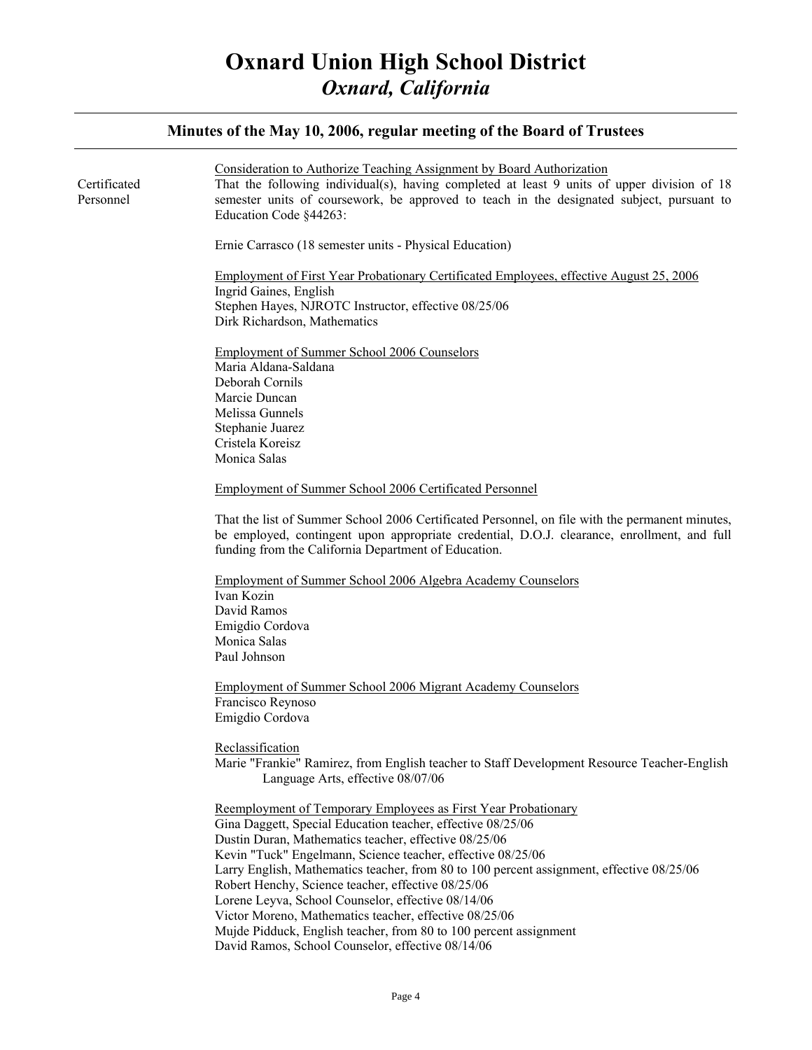# Oxnard Union High School District
## *Oxnard, California*

### Minutes of the May 10, 2006, regular meeting of the Board of Trustees

Certificated Personnel

Consideration to Authorize Teaching Assignment by Board Authorization

That the following individual(s), having completed at least 9 units of upper division of 18 semester units of coursework, be approved to teach in the designated subject, pursuant to Education Code §44263:

Ernie Carrasco (18 semester units - Physical Education)

Employment of First Year Probationary Certificated Employees, effective August 25, 2006

Ingrid Gaines, English
Stephen Hayes, NJROTC Instructor, effective 08/25/06
Dirk Richardson, Mathematics

Employment of Summer School 2006 Counselors

Maria Aldana-Saldana
Deborah Cornils
Marcie Duncan
Melissa Gunnels
Stephanie Juarez
Cristela Koreisz
Monica Salas

Employment of Summer School 2006 Certificated Personnel

That the list of Summer School 2006 Certificated Personnel, on file with the permanent minutes, be employed, contingent upon appropriate credential, D.O.J. clearance, enrollment, and full funding from the California Department of Education.

Employment of Summer School 2006 Algebra Academy Counselors

Ivan Kozin
David Ramos
Emigdio Cordova
Monica Salas
Paul Johnson

Employment of Summer School 2006 Migrant Academy Counselors

Francisco Reynoso
Emigdio Cordova

Reclassification

Marie "Frankie" Ramirez, from English teacher to Staff Development Resource Teacher-English Language Arts, effective 08/07/06

Reemployment of Temporary Employees as First Year Probationary

Gina Daggett, Special Education teacher, effective 08/25/06
Dustin Duran, Mathematics teacher, effective 08/25/06
Kevin "Tuck" Engelmann, Science teacher, effective 08/25/06
Larry English, Mathematics teacher, from 80 to 100 percent assignment, effective 08/25/06
Robert Henchy, Science teacher, effective 08/25/06
Lorene Leyva, School Counselor, effective 08/14/06
Victor Moreno, Mathematics teacher, effective 08/25/06
Mujde Pidduck, English teacher, from 80 to 100 percent assignment
David Ramos, School Counselor, effective 08/14/06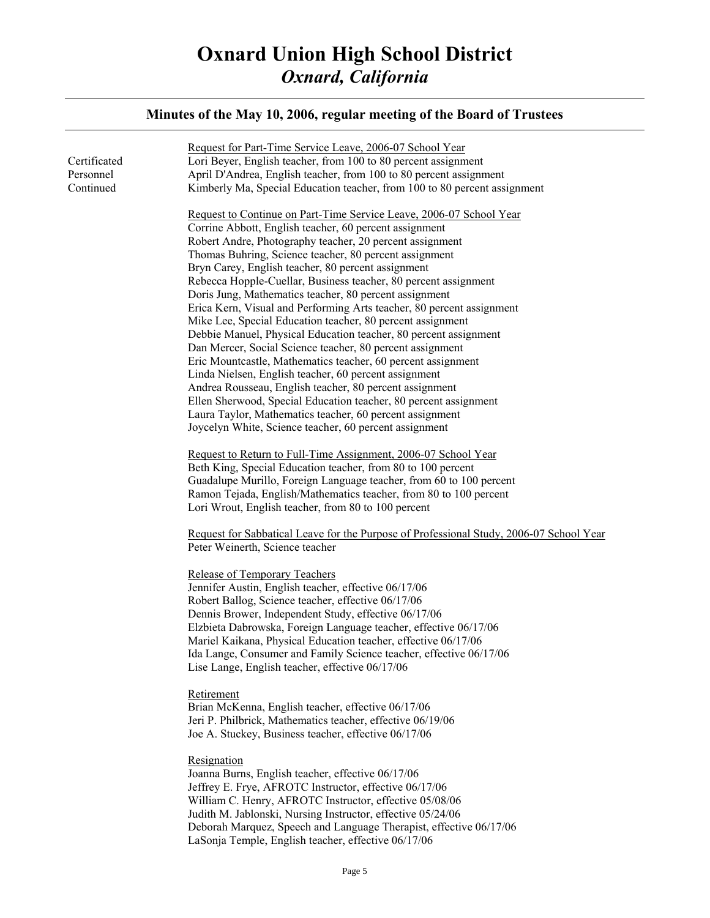Certificated Personnel Continued

Request for Part-Time Service Leave, 2006-07 School Year

Lori Beyer, English teacher, from 100 to 80 percent assignment
April D'Andrea, English teacher, from 100 to 80 percent assignment
Kimberly Ma, Special Education teacher, from 100 to 80 percent assignment

Request to Continue on Part-Time Service Leave, 2006-07 School Year

Corrine Abbott, English teacher, 60 percent assignment
Robert Andre, Photography teacher, 20 percent assignment
Thomas Buhring, Science teacher, 80 percent assignment
Bryn Carey, English teacher, 80 percent assignment
Rebecca Hopple-Cuellar, Business teacher, 80 percent assignment
Doris Jung, Mathematics teacher, 80 percent assignment
Erica Kern, Visual and Performing Arts teacher, 80 percent assignment
Mike Lee, Special Education teacher, 80 percent assignment
Debbie Manuel, Physical Education teacher, 80 percent assignment
Dan Mercer, Social Science teacher, 80 percent assignment
Eric Mountcastle, Mathematics teacher, 60 percent assignment
Linda Nielsen, English teacher, 60 percent assignment
Andrea Rousseau, English teacher, 80 percent assignment
Ellen Sherwood, Special Education teacher, 80 percent assignment
Laura Taylor, Mathematics teacher, 60 percent assignment
Joycelyn White, Science teacher, 60 percent assignment

Request to Return to Full-Time Assignment, 2006-07 School Year

Beth King, Special Education teacher, from 80 to 100 percent
Guadalupe Murillo, Foreign Language teacher, from 60 to 100 percent
Ramon Tejada, English/Mathematics teacher, from 80 to 100 percent
Lori Wrout, English teacher, from 80 to 100 percent

Request for Sabbatical Leave for the Purpose of Professional Study, 2006-07 School Year

Peter Weinerth, Science teacher

Release of Temporary Teachers

Jennifer Austin, English teacher, effective 06/17/06
Robert Ballog, Science teacher, effective 06/17/06
Dennis Brower, Independent Study, effective 06/17/06
Elzbieta Dabrowska, Foreign Language teacher, effective 06/17/06
Mariel Kaikana, Physical Education teacher, effective 06/17/06
Ida Lange, Consumer and Family Science teacher, effective 06/17/06
Lise Lange, English teacher, effective 06/17/06

Retirement

Brian McKenna, English teacher, effective 06/17/06
Jeri P. Philbrick, Mathematics teacher, effective 06/19/06
Joe A. Stuckey, Business teacher, effective 06/17/06

Resignation

Joanna Burns, English teacher, effective 06/17/06
Jeffrey E. Frye, AFROTC Instructor, effective 06/17/06
William C. Henry, AFROTC Instructor, effective 05/08/06
Judith M. Jablonski, Nursing Instructor, effective 05/24/06
Deborah Marquez, Speech and Language Therapist, effective 06/17/06
LaSonja Temple, English teacher, effective 06/17/06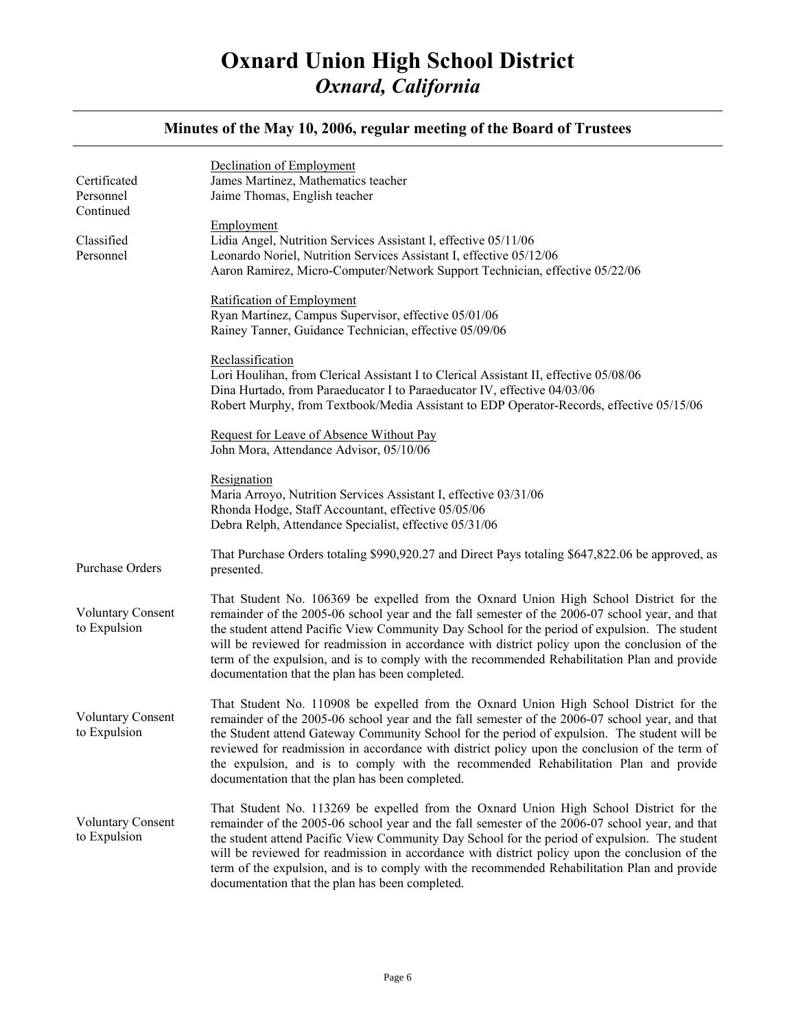# Oxnard Union High School District
## *Oxnard, California*

### Minutes of the May 10, 2006, regular meeting of the Board of Trustees

**Certificated Personnel Continued**

Declination of Employment

James Martinez, Mathematics teacher
Jaime Thomas, English teacher

**Classified Personnel**

Employment

Lidia Angel, Nutrition Services Assistant I, effective 05/11/06
Leonardo Noriel, Nutrition Services Assistant I, effective 05/12/06
Aaron Ramirez, Micro-Computer/Network Support Technician, effective 05/22/06

Ratification of Employment

Ryan Martinez, Campus Supervisor, effective 05/01/06
Rainey Tanner, Guidance Technician, effective 05/09/06

Reclassification

Lori Houlihan, from Clerical Assistant I to Clerical Assistant II, effective 05/08/06
Dina Hurtado, from Paraeducator I to Paraeducator IV, effective 04/03/06
Robert Murphy, from Textbook/Media Assistant to EDP Operator-Records, effective 05/15/06

Request for Leave of Absence Without Pay

John Mora, Attendance Advisor, 05/10/06

Resignation

Maria Arroyo, Nutrition Services Assistant I, effective 03/31/06
Rhonda Hodge, Staff Accountant, effective 05/05/06
Debra Relph, Attendance Specialist, effective 05/31/06

**Purchase Orders**

That Purchase Orders totaling $990,920.27 and Direct Pays totaling $647,822.06 be approved, as presented.

**Voluntary Consent to Expulsion**

That Student No. 106369 be expelled from the Oxnard Union High School District for the remainder of the 2005-06 school year and the fall semester of the 2006-07 school year, and that the student attend Pacific View Community Day School for the period of expulsion. The student will be reviewed for readmission in accordance with district policy upon the conclusion of the term of the expulsion, and is to comply with the recommended Rehabilitation Plan and provide documentation that the plan has been completed.

**Voluntary Consent to Expulsion**

That Student No. 110908 be expelled from the Oxnard Union High School District for the remainder of the 2005-06 school year and the fall semester of the 2006-07 school year, and that the Student attend Gateway Community School for the period of expulsion. The student will be reviewed for readmission in accordance with district policy upon the conclusion of the term of the expulsion, and is to comply with the recommended Rehabilitation Plan and provide documentation that the plan has been completed.

**Voluntary Consent to Expulsion**

That Student No. 113269 be expelled from the Oxnard Union High School District for the remainder of the 2005-06 school year and the fall semester of the 2006-07 school year, and that the student attend Pacific View Community Day School for the period of expulsion. The student will be reviewed for readmission in accordance with district policy upon the conclusion of the term of the expulsion, and is to comply with the recommended Rehabilitation Plan and provide documentation that the plan has been completed.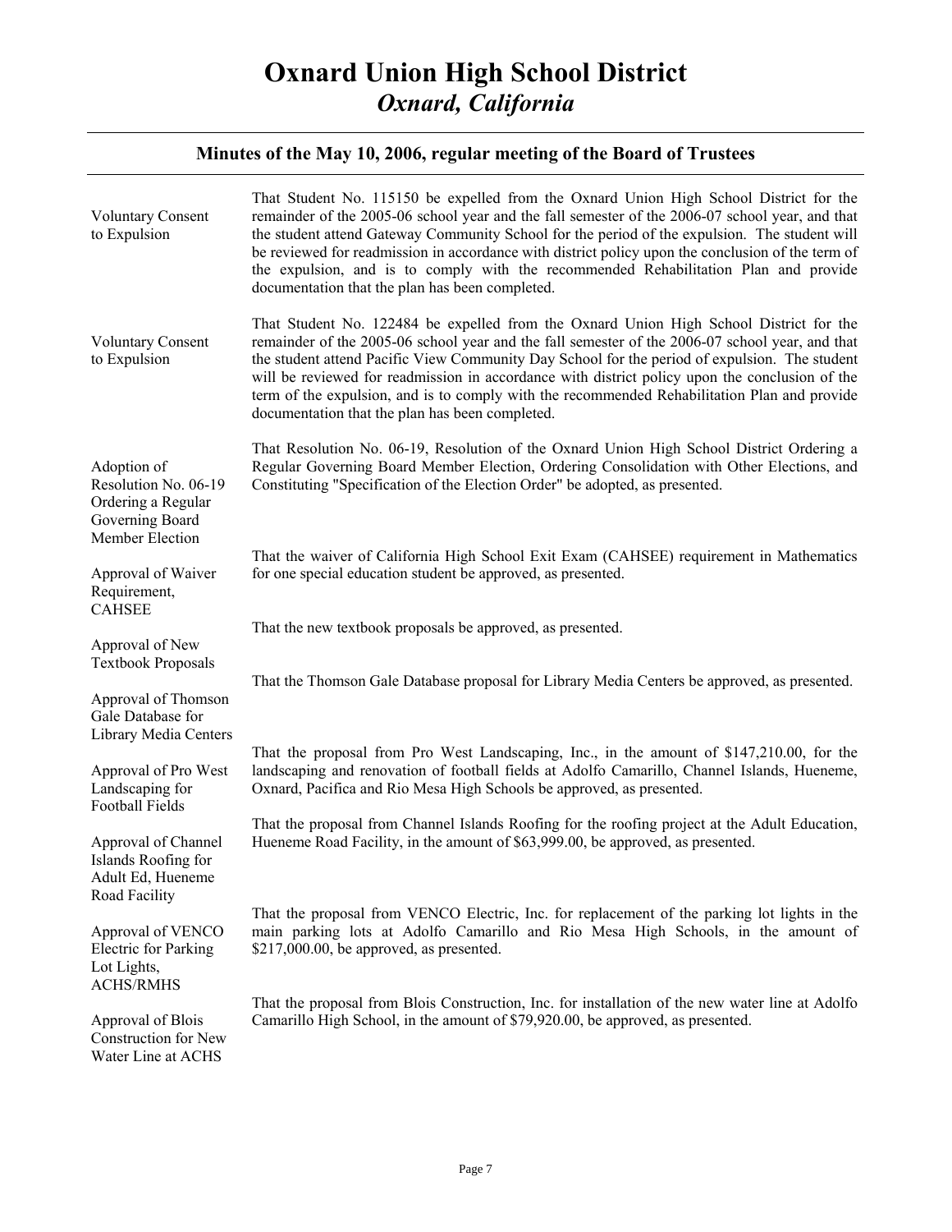# Oxnard Union High School District
## *Oxnard, California*

### Minutes of the May 10, 2006, regular meeting of the Board of Trustees

**Voluntary Consent to Expulsion**

That Student No. 115150 be expelled from the Oxnard Union High School District for the remainder of the 2005-06 school year and the fall semester of the 2006-07 school year, and that the student attend Gateway Community School for the period of the expulsion. The student will be reviewed for readmission in accordance with district policy upon the conclusion of the term of the expulsion, and is to comply with the recommended Rehabilitation Plan and provide documentation that the plan has been completed.

**Voluntary Consent to Expulsion**

That Student No. 122484 be expelled from the Oxnard Union High School District for the remainder of the 2005-06 school year and the fall semester of the 2006-07 school year, and that the student attend Pacific View Community Day School for the period of expulsion. The student will be reviewed for readmission in accordance with district policy upon the conclusion of the term of the expulsion, and is to comply with the recommended Rehabilitation Plan and provide documentation that the plan has been completed.

**Adoption of Resolution No. 06-19 Ordering a Regular Governing Board Member Election**

That Resolution No. 06-19, Resolution of the Oxnard Union High School District Ordering a Regular Governing Board Member Election, Ordering Consolidation with Other Elections, and Constituting "Specification of the Election Order" be adopted, as presented.

**Approval of Waiver Requirement, CAHSEE**

That the waiver of California High School Exit Exam (CAHSEE) requirement in Mathematics for one special education student be approved, as presented.

**Approval of New Textbook Proposals**

That the new textbook proposals be approved, as presented.

**Approval of Thomson Gale Database for Library Media Centers**

That the Thomson Gale Database proposal for Library Media Centers be approved, as presented.

**Approval of Pro West Landscaping for Football Fields**

That the proposal from Pro West Landscaping, Inc., in the amount of $147,210.00, for the landscaping and renovation of football fields at Adolfo Camarillo, Channel Islands, Hueneme, Oxnard, Pacifica and Rio Mesa High Schools be approved, as presented.

**Approval of Channel Islands Roofing for Adult Ed, Hueneme Road Facility**

That the proposal from Channel Islands Roofing for the roofing project at the Adult Education, Hueneme Road Facility, in the amount of $63,999.00, be approved, as presented.

**Approval of VENCO Electric for Parking Lot Lights, ACHS/RMHS**

That the proposal from VENCO Electric, Inc. for replacement of the parking lot lights in the main parking lots at Adolfo Camarillo and Rio Mesa High Schools, in the amount of $217,000.00, be approved, as presented.

**Approval of Blois Construction for New Water Line at ACHS**

That the proposal from Blois Construction, Inc. for installation of the new water line at Adolfo Camarillo High School, in the amount of $79,920.00, be approved, as presented.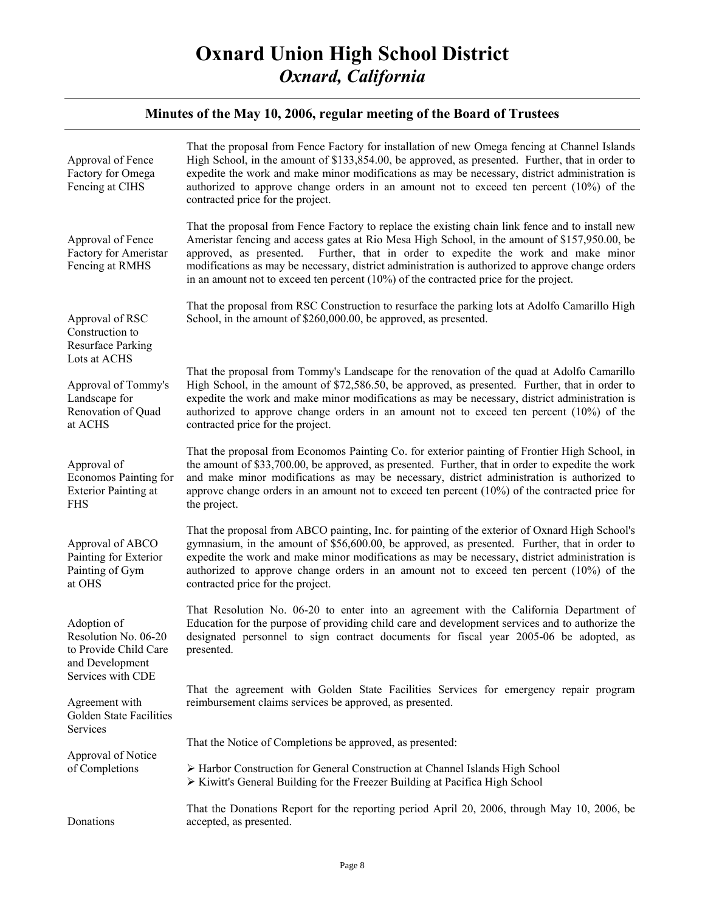# Oxnard Union High School District
## *Oxnard, California*

### Minutes of the May 10, 2006, regular meeting of the Board of Trustees

**Approval of Fence Factory for Omega Fencing at CIHS**

That the proposal from Fence Factory for installation of new Omega fencing at Channel Islands High School, in the amount of $133,854.00, be approved, as presented. Further, that in order to expedite the work and make minor modifications as may be necessary, district administration is authorized to approve change orders in an amount not to exceed ten percent (10%) of the contracted price for the project.

**Approval of Fence Factory for Ameristar Fencing at RMHS**

That the proposal from Fence Factory to replace the existing chain link fence and to install new Ameristar fencing and access gates at Rio Mesa High School, in the amount of $157,950.00, be approved, as presented. Further, that in order to expedite the work and make minor modifications as may be necessary, district administration is authorized to approve change orders in an amount not to exceed ten percent (10%) of the contracted price for the project.

**Approval of RSC Construction to Resurface Parking Lots at ACHS**

That the proposal from RSC Construction to resurface the parking lots at Adolfo Camarillo High School, in the amount of $260,000.00, be approved, as presented.

**Approval of Tommy's Landscape for Renovation of Quad at ACHS**

That the proposal from Tommy's Landscape for the renovation of the quad at Adolfo Camarillo High School, in the amount of $72,586.50, be approved, as presented. Further, that in order to expedite the work and make minor modifications as may be necessary, district administration is authorized to approve change orders in an amount not to exceed ten percent (10%) of the contracted price for the project.

**Approval of Economos Painting for Exterior Painting at FHS**

That the proposal from Economos Painting Co. for exterior painting of Frontier High School, in the amount of $33,700.00, be approved, as presented. Further, that in order to expedite the work and make minor modifications as may be necessary, district administration is authorized to approve change orders in an amount not to exceed ten percent (10%) of the contracted price for the project.

**Approval of ABCO Painting for Exterior Painting of Gym at OHS**

That the proposal from ABCO painting, Inc. for painting of the exterior of Oxnard High School's gymnasium, in the amount of $56,600.00, be approved, as presented. Further, that in order to expedite the work and make minor modifications as may be necessary, district administration is authorized to approve change orders in an amount not to exceed ten percent (10%) of the contracted price for the project.

**Adoption of Resolution No. 06-20 to Provide Child Care and Development Services with CDE**

That Resolution No. 06-20 to enter into an agreement with the California Department of Education for the purpose of providing child care and development services and to authorize the designated personnel to sign contract documents for fiscal year 2005-06 be adopted, as presented.

**Agreement with Golden State Facilities Services**

That the agreement with Golden State Facilities Services for emergency repair program reimbursement claims services be approved, as presented.

**Approval of Notice of Completions**

That the Notice of Completions be approved, as presented:

- Harbor Construction for General Construction at Channel Islands High School
- Kiwitt's General Building for the Freezer Building at Pacifica High School

**Donations**

That the Donations Report for the reporting period April 20, 2006, through May 10, 2006, be accepted, as presented.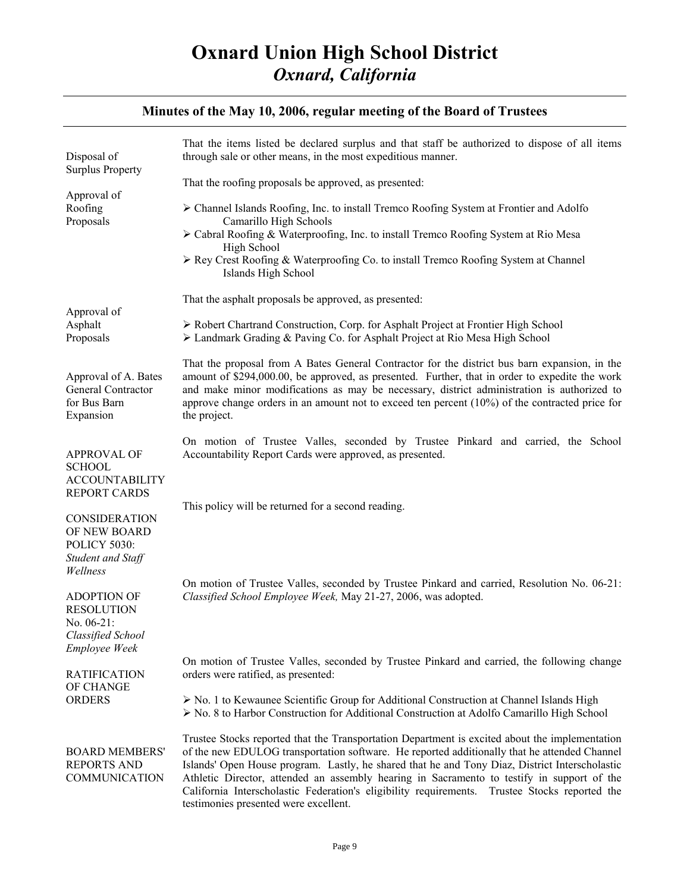Disposal of Surplus Property

That the items listed be declared surplus and that staff be authorized to dispose of all items through sale or other means, in the most expeditious manner.

Approval of Roofing Proposals

That the roofing proposals be approved, as presented:

- Channel Islands Roofing, Inc. to install Tremco Roofing System at Frontier and Adolfo Camarillo High Schools
- Cabral Roofing & Waterproofing, Inc. to install Tremco Roofing System at Rio Mesa High School
- Rey Crest Roofing & Waterproofing Co. to install Tremco Roofing System at Channel Islands High School

Approval of Asphalt Proposals

That the asphalt proposals be approved, as presented:

- Robert Chartrand Construction, Corp. for Asphalt Project at Frontier High School
- Landmark Grading & Paving Co. for Asphalt Project at Rio Mesa High School

Approval of A. Bates General Contractor for Bus Barn Expansion

That the proposal from A Bates General Contractor for the district bus barn expansion, in the amount of $294,000.00, be approved, as presented. Further, that in order to expedite the work and make minor modifications as may be necessary, district administration is authorized to approve change orders in an amount not to exceed ten percent (10%) of the contracted price for the project.

APPROVAL OF SCHOOL ACCOUNTABILITY REPORT CARDS

On motion of Trustee Valles, seconded by Trustee Pinkard and carried, the School Accountability Report Cards were approved, as presented.

CONSIDERATION OF NEW BOARD POLICY 5030: *Student and Staff Wellness*

This policy will be returned for a second reading.

ADOPTION OF RESOLUTION No. 06-21: *Classified School Employee Week*

On motion of Trustee Valles, seconded by Trustee Pinkard and carried, Resolution No. 06-21: *Classified School Employee Week,* May 21-27, 2006, was adopted.

RATIFICATION OF CHANGE ORDERS

On motion of Trustee Valles, seconded by Trustee Pinkard and carried, the following change orders were ratified, as presented:

- No. 1 to Kewaunee Scientific Group for Additional Construction at Channel Islands High
- No. 8 to Harbor Construction for Additional Construction at Adolfo Camarillo High School

BOARD MEMBERS' REPORTS AND COMMUNICATION

Trustee Stocks reported that the Transportation Department is excited about the implementation of the new EDULOG transportation software. He reported additionally that he attended Channel Islands' Open House program. Lastly, he shared that he and Tony Diaz, District Interscholastic Athletic Director, attended an assembly hearing in Sacramento to testify in support of the California Interscholastic Federation's eligibility requirements. Trustee Stocks reported the testimonies presented were excellent.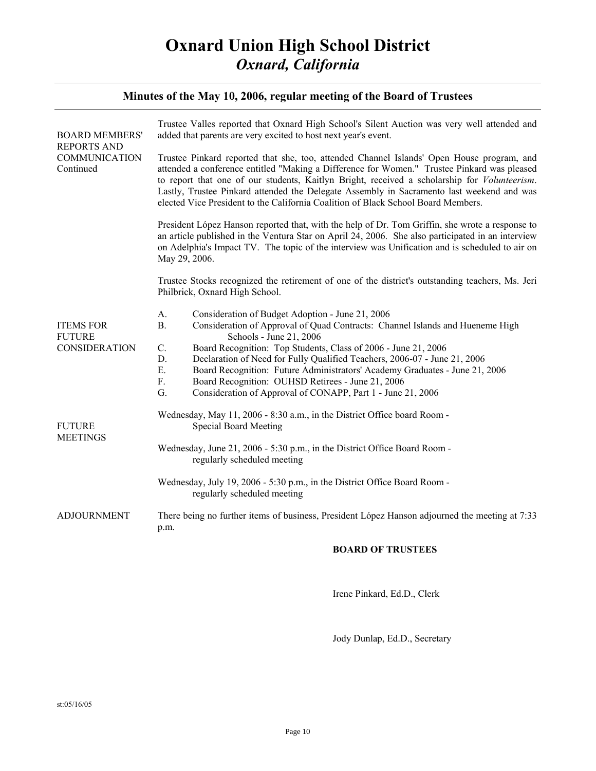# Oxnard Union High School District

## *Oxnard, California*

### Minutes of the May 10, 2006, regular meeting of the Board of Trustees

**BOARD MEMBERS' REPORTS AND COMMUNICATION Continued**

Trustee Valles reported that Oxnard High School's Silent Auction was very well attended and added that parents are very excited to host next year's event.

Trustee Pinkard reported that she, too, attended Channel Islands' Open House program, and attended a conference entitled "Making a Difference for Women." Trustee Pinkard was pleased to report that one of our students, Kaitlyn Bright, received a scholarship for *Volunteerism*. Lastly, Trustee Pinkard attended the Delegate Assembly in Sacramento last weekend and was elected Vice President to the California Coalition of Black School Board Members.

President López Hanson reported that, with the help of Dr. Tom Griffin, she wrote a response to an article published in the Ventura Star on April 24, 2006. She also participated in an interview on Adelphia's Impact TV. The topic of the interview was Unification and is scheduled to air on May 29, 2006.

Trustee Stocks recognized the retirement of one of the district's outstanding teachers, Ms. Jeri Philbrick, Oxnard High School.

**ITEMS FOR FUTURE CONSIDERATION**

A. Consideration of Budget Adoption - June 21, 2006
B. Consideration of Approval of Quad Contracts: Channel Islands and Hueneme High Schools - June 21, 2006
C. Board Recognition: Top Students, Class of 2006 - June 21, 2006
D. Declaration of Need for Fully Qualified Teachers, 2006-07 - June 21, 2006
E. Board Recognition: Future Administrators' Academy Graduates - June 21, 2006
F. Board Recognition: OUHSD Retirees - June 21, 2006
G. Consideration of Approval of CONAPP, Part 1 - June 21, 2006

**FUTURE MEETINGS**

Wednesday, May 11, 2006 - 8:30 a.m., in the District Office board Room - Special Board Meeting

Wednesday, June 21, 2006 - 5:30 p.m., in the District Office Board Room - regularly scheduled meeting

Wednesday, July 19, 2006 - 5:30 p.m., in the District Office Board Room - regularly scheduled meeting

**ADJOURNMENT**

There being no further items of business, President López Hanson adjourned the meeting at 7:33 p.m.

**BOARD OF TRUSTEES**

Irene Pinkard, Ed.D., Clerk

Jody Dunlap, Ed.D., Secretary

st:05/16/05